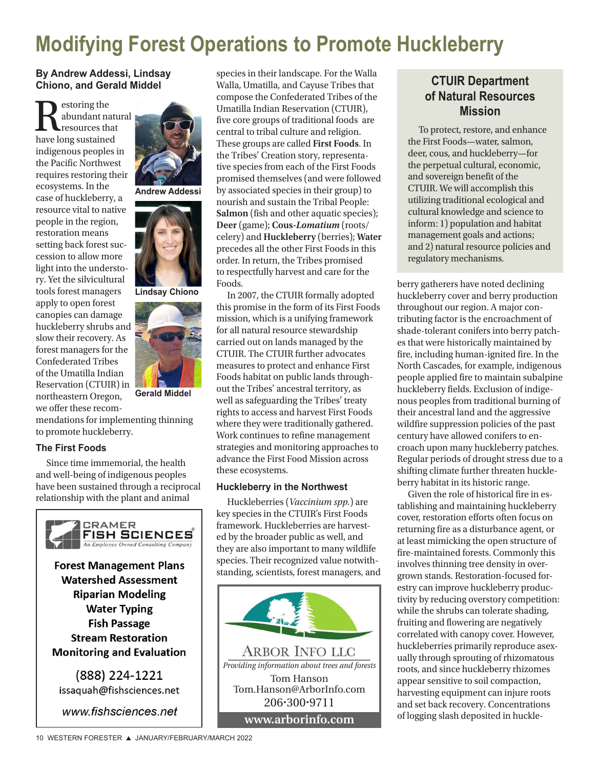# Modifying Forest Operations to Promote Huckleberry

**By Andrew Addessi, Lindsay Chiono, and Gerald Middel**

Restoring the abundant natural resources that have long sustained indigenous peoples in the Pacific Northwest requires restoring their ecosystems. In the case of huckleberry, a resource vital to native people in the region, restoration means setting back forest succession to allow more light into the understory. Yet the silvicultural tools forest managers apply to open forest canopies can damage huckleberry shrubs and slow their recovery. As forest managers for the Confederated Tribes of the Umatilla Indian Reservation (CTUIR) in northeastern Oregon, we offer these recommendations for implementing thinning to promote huckleberry.

Andrew Addessi

Lindsay Chiono

Gerald Middel

### The First Foods

Since time immemorial, the health and well-being of indigenous peoples have been sustained through a reciprocal relationship with the plant and animal species in their landscape. For the Walla Walla, Umatilla, and Cayuse Tribes that compose the Confederated Tribes of the Umatilla Indian Reservation (CTUIR), five core groups of traditional foods are central to tribal culture and religion. These groups are called **First Foods**. In the Tribes' Creation story, representative species from each of the First Foods promised themselves (and were followed by associated species in their group) to nourish and sustain the Tribal People: **Salmon** (fish and other aquatic species); **Deer** (game); **Cous-*Lomatium*** (roots/celery) and **Huckleberry** (berries); **Water** precedes all the other First Foods in this order. In return, the Tribes promised to respectfully harvest and care for the Foods.

In 2007, the CTUIR formally adopted this promise in the form of its First Foods mission, which is a unifying framework for all natural resource stewardship carried out on lands managed by the CTUIR. The CTUIR further advocates measures to protect and enhance First Foods habitat on public lands throughout the Tribes' ancestral territory, as well as safeguarding the Tribes' treaty rights to access and harvest First Foods where they were traditionally gathered. Work continues to refine management strategies and monitoring approaches to advance the First Food Mission across these ecosystems.

### Huckleberry in the Northwest

Huckleberries (*Vaccinium spp.*) are key species in the CTUIR's First Foods framework. Huckleberries are harvested by the broader public as well, and they are also important to many wildlife species. Their recognized value notwithstanding, scientists, forest managers, and berry gatherers have noted declining huckleberry cover and berry production throughout our region. A major contributing factor is the encroachment of shade-tolerant conifers into berry patches that were historically maintained by fire, including human-ignited fire. In the North Cascades, for example, indigenous people applied fire to maintain subalpine huckleberry fields. Exclusion of indigenous peoples from traditional burning of their ancestral land and the aggressive wildfire suppression policies of the past century have allowed conifers to encroach upon many huckleberry patches. Regular periods of drought stress due to a shifting climate further threaten huckleberry habitat in its historic range.

Given the role of historical fire in establishing and maintaining huckleberry cover, restoration efforts often focus on returning fire as a disturbance agent, or at least mimicking the open structure of fire-maintained forests. Commonly this involves thinning tree density in overgrown stands. Restoration-focused forestry can improve huckleberry productivity by reducing overstory competition: while the shrubs can tolerate shading, fruiting and flowering are negatively correlated with canopy cover. However, huckleberries primarily reproduce asexually through sprouting of rhizomatous roots, and since huckleberry rhizomes appear sensitive to soil compaction, harvesting equipment can injure roots and set back recovery. Concentrations of logging slash deposited in huckle-

> **CTUIR Department of Natural Resources Mission**
>
> To protect, restore, and enhance the First Foods—water, salmon, deer, cous, and huckleberry—for the perpetual cultural, economic, and sovereign benefit of the CTUIR. We will accomplish this utilizing traditional ecological and cultural knowledge and science to inform: 1) population and habitat management goals and actions; and 2) natural resource policies and regulatory mechanisms.

---

CRAMER FISH SCIENCES®
An Employee Owned Consulting Company

**Forest Management Plans**
**Watershed Assessment**
**Riparian Modeling**
**Water Typing**
**Fish Passage**
**Stream Restoration**
**Monitoring and Evaluation**

(888) 224-1221
issaquah@fishsciences.net
*www.fishsciences.net*

---

ARBOR INFO LLC
*Providing information about trees and forests*
Tom Hanson
Tom.Hanson@ArborInfo.com
206·300·9711
**www.arborinfo.com**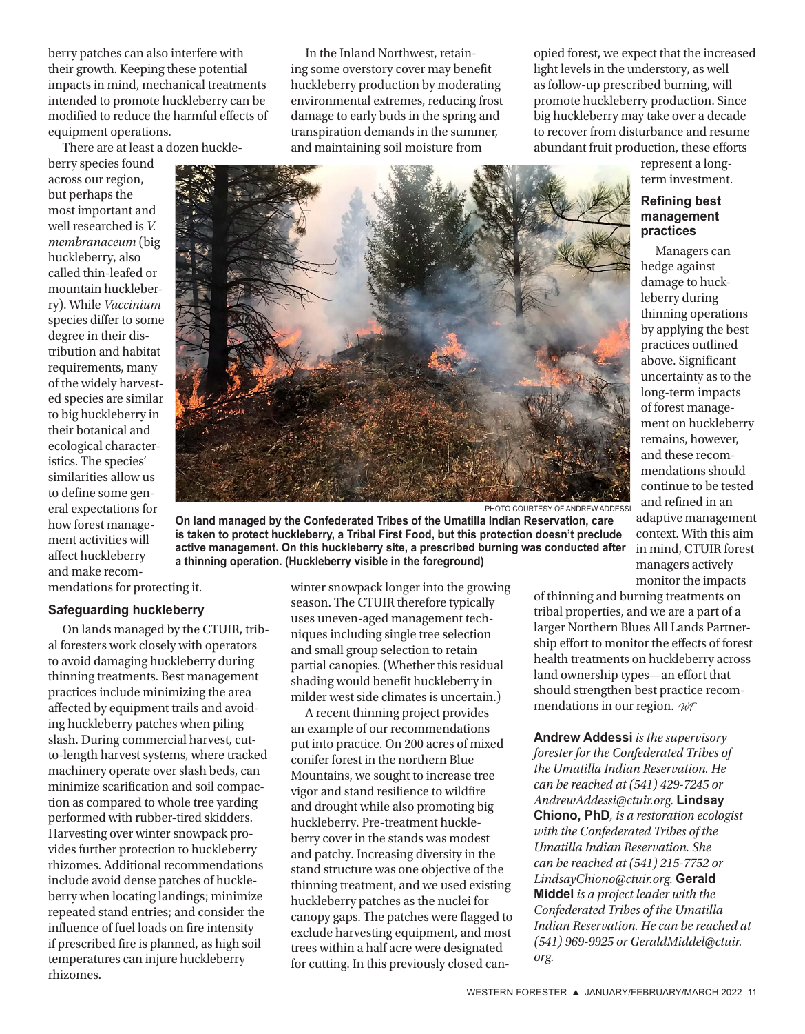berry patches can also interfere with their growth. Keeping these potential impacts in mind, mechanical treatments intended to promote huckleberry can be modified to reduce the harmful effects of equipment operations.

There are at least a dozen huckleberry species found across our region, but perhaps the most important and well researched is *V. membranaceum* (big huckleberry, also called thin-leafed or mountain huckleberry). While *Vaccinium* species differ to some degree in their distribution and habitat requirements, many of the widely harvested species are similar to big huckleberry in their botanical and ecological characteristics. The species' similarities allow us to define some general expectations for how forest management activities will affect huckleberry and make recommendations for protecting it.

### Safeguarding huckleberry

On lands managed by the CTUIR, tribal foresters work closely with operators to avoid damaging huckleberry during thinning treatments. Best management practices include minimizing the area affected by equipment trails and avoiding huckleberry patches when piling slash. During commercial harvest, cut-to-length harvest systems, where tracked machinery operate over slash beds, can minimize scarification and soil compaction as compared to whole tree yarding performed with rubber-tired skidders. Harvesting over winter snowpack provides further protection to huckleberry rhizomes. Additional recommendations include avoid dense patches of huckleberry when locating landings; minimize repeated stand entries; and consider the influence of fuel loads on fire intensity if prescribed fire is planned, as high soil temperatures can injure huckleberry rhizomes.

In the Inland Northwest, retaining some overstory cover may benefit huckleberry production by moderating environmental extremes, reducing frost damage to early buds in the spring and transpiration demands in the summer, and maintaining soil moisture from winter snowpack longer into the growing season. The CTUIR therefore typically uses uneven-aged management techniques including single tree selection and small group selection to retain partial canopies. (Whether this residual shading would benefit huckleberry in milder west side climates is uncertain.)

A recent thinning project provides an example of our recommendations put into practice. On 200 acres of mixed conifer forest in the northern Blue Mountains, we sought to increase tree vigor and stand resilience to wildfire and drought while also promoting big huckleberry. Pre-treatment huckleberry cover in the stands was modest and patchy. Increasing diversity in the stand structure was one objective of the thinning treatment, and we used existing huckleberry patches as the nuclei for canopy gaps. The patches were flagged to exclude harvesting equipment, and most trees within a half acre were designated for cutting. In this previously closed canopied forest, we expect that the increased light levels in the understory, as well as follow-up prescribed burning, will promote huckleberry production. Since big huckleberry may take over a decade to recover from disturbance and resume abundant fruit production, these efforts represent a long-term investment.

PHOTO COURTESY OF ANDREW ADDESSI

**On land managed by the Confederated Tribes of the Umatilla Indian Reservation, care is taken to protect huckleberry, a Tribal First Food, but this protection doesn't preclude active management. On this huckleberry site, a prescribed burning was conducted after a thinning operation. (Huckleberry visible in the foreground)**

### Refining best management practices

Managers can hedge against damage to huckleberry during thinning operations by applying the best practices outlined above. Significant uncertainty as to the long-term impacts of forest management on huckleberry remains, however, and these recommendations should continue to be tested and refined in an adaptive management context. With this aim in mind, CTUIR forest managers actively monitor the impacts of thinning and burning treatments on tribal properties, and we are a part of a larger Northern Blues All Lands Partnership effort to monitor the effects of forest health treatments on huckleberry across land ownership types—an effort that should strengthen best practice recommendations in our region. *WF*

**Andrew Addessi** *is the supervisory forester for the Confederated Tribes of the Umatilla Indian Reservation. He can be reached at (541) 429-7245 or AndrewAddessi@ctuir.org.* **Lindsay Chiono, PhD***, is a restoration ecologist with the Confederated Tribes of the Umatilla Indian Reservation. She can be reached at (541) 215-7752 or LindsayChiono@ctuir.org.* **Gerald Middel** *is a project leader with the Confederated Tribes of the Umatilla Indian Reservation. He can be reached at (541) 969-9925 or GeraldMiddel@ctuir.org.*